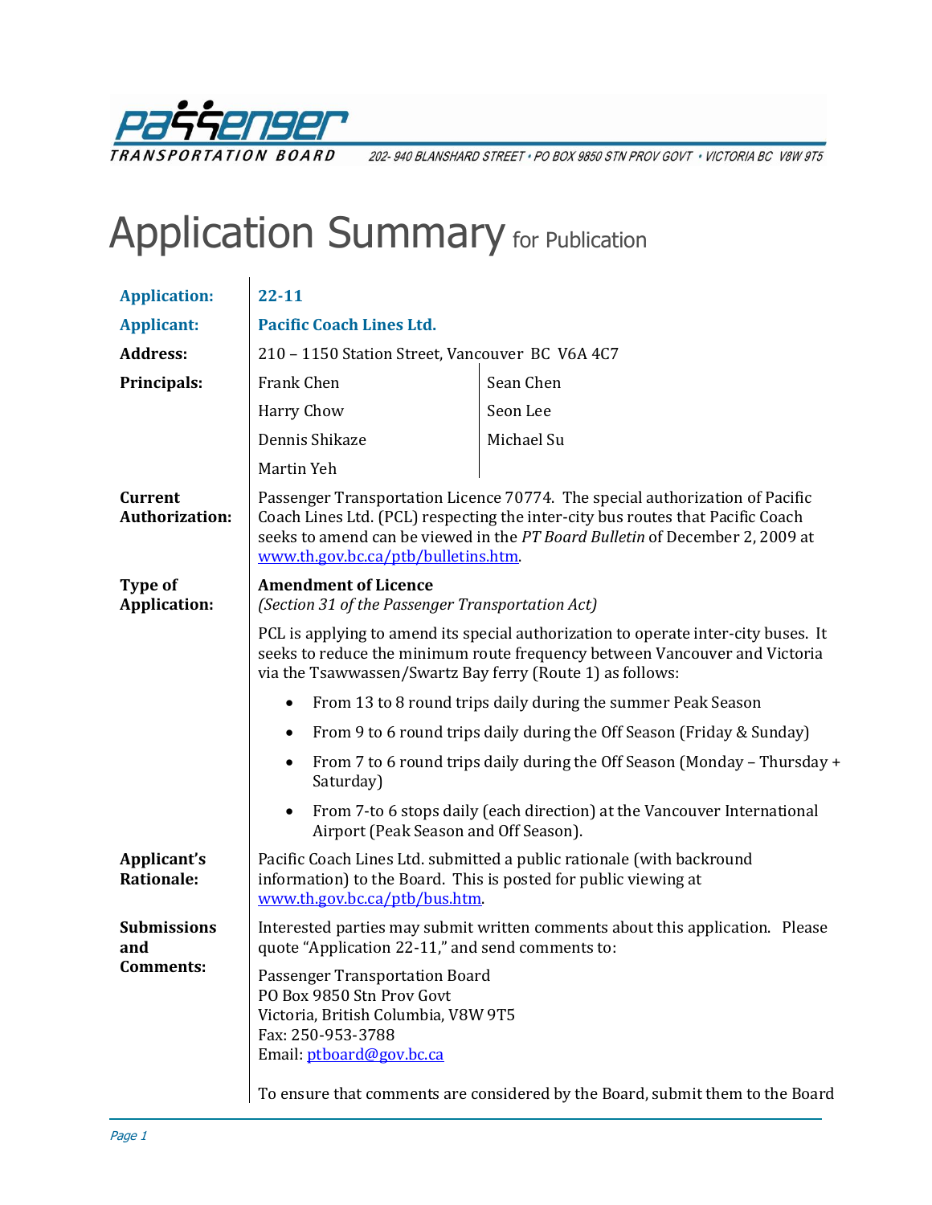PASSENGER TRANSPORTATION BOARD

202- 940 BLANSHARD STREET • PO BOX 9850 STN PROV GOVT • VICTORIA BC V8W 9T5

# Application Summary for Publication

| | |
|---|---|
| **Application:** | **22-11** |
| **Applicant:** | **Pacific Coach Lines Ltd.** |
| **Address:** | 210 – 1150 Station Street, Vancouver BC V6A 4C7 |
| **Principals:** | Frank Chen, Harry Chow, Dennis Shikaze, Martin Yeh, Sean Chen, Seon Lee, Michael Su |
| **Current Authorization:** | Passenger Transportation Licence 70774. The special authorization of Pacific Coach Lines Ltd. (PCL) respecting the inter-city bus routes that Pacific Coach seeks to amend can be viewed in the *PT Board Bulletin* of December 2, 2009 at www.th.gov.bc.ca/ptb/bulletins.htm. |
| **Type of Application:** | **Amendment of Licence** *(Section 31 of the Passenger Transportation Act)* |

PCL is applying to amend its special authorization to operate inter-city buses. It seeks to reduce the minimum route frequency between Vancouver and Victoria via the Tsawwassen/Swartz Bay ferry (Route 1) as follows:

- From 13 to 8 round trips daily during the summer Peak Season
- From 9 to 6 round trips daily during the Off Season (Friday & Sunday)
- From 7 to 6 round trips daily during the Off Season (Monday – Thursday + Saturday)
- From 7-to 6 stops daily (each direction) at the Vancouver International Airport (Peak Season and Off Season).

**Applicant's Rationale:**

Pacific Coach Lines Ltd. submitted a public rationale (with backround information) to the Board. This is posted for public viewing at www.th.gov.bc.ca/ptb/bus.htm.

**Submissions and Comments:**

Interested parties may submit written comments about this application. Please quote "Application 22-11," and send comments to:

Passenger Transportation Board
PO Box 9850 Stn Prov Govt
Victoria, British Columbia, V8W 9T5
Fax: 250-953-3788
Email: ptboard@gov.bc.ca

To ensure that comments are considered by the Board, submit them to the Board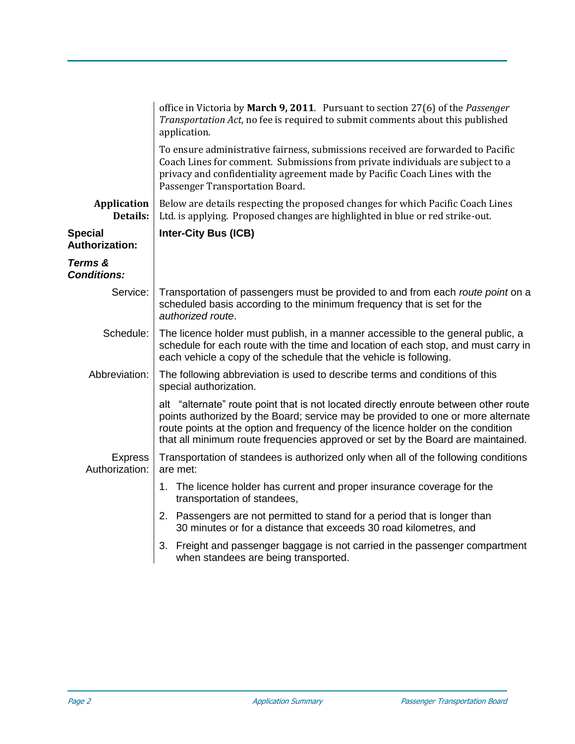office in Victoria by **March 9, 2011**. Pursuant to section 27(6) of the *Passenger Transportation Act*, no fee is required to submit comments about this published application.

To ensure administrative fairness, submissions received are forwarded to Pacific Coach Lines for comment. Submissions from private individuals are subject to a privacy and confidentiality agreement made by Pacific Coach Lines with the Passenger Transportation Board.

**Application Details:** Below are details respecting the proposed changes for which Pacific Coach Lines Ltd. is applying. Proposed changes are highlighted in blue or red strike-out.

**Special Authorization:** **Inter-City Bus (ICB)**

***Terms & Conditions:***

Service: Transportation of passengers must be provided to and from each *route point* on a scheduled basis according to the minimum frequency that is set for the *authorized route*.

Schedule: The licence holder must publish, in a manner accessible to the general public, a schedule for each route with the time and location of each stop, and must carry in each vehicle a copy of the schedule that the vehicle is following.

Abbreviation: The following abbreviation is used to describe terms and conditions of this special authorization.

alt "alternate" route point that is not located directly enroute between other route points authorized by the Board; service may be provided to one or more alternate route points at the option and frequency of the licence holder on the condition that all minimum route frequencies approved or set by the Board are maintained.

Express Authorization: Transportation of standees is authorized only when all of the following conditions are met:

1. The licence holder has current and proper insurance coverage for the transportation of standees,
2. Passengers are not permitted to stand for a period that is longer than 30 minutes or for a distance that exceeds 30 road kilometres, and
3. Freight and passenger baggage is not carried in the passenger compartment when standees are being transported.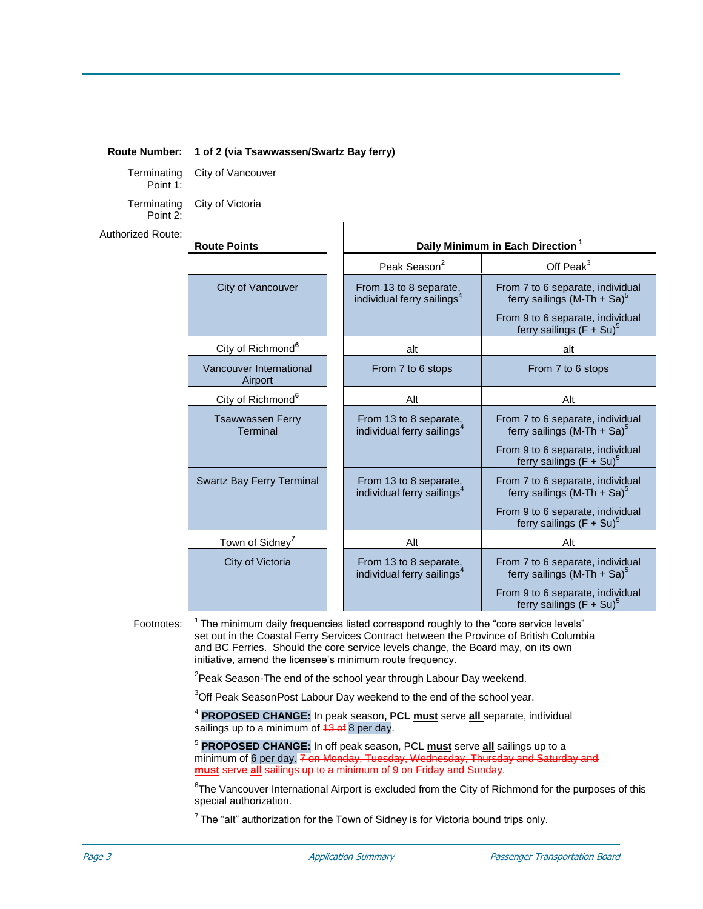**Route Number:** **1 of 2 (via Tsawwassen/Swartz Bay ferry)**

Terminating Point 1: City of Vancouver

Terminating Point 2: City of Victoria

Authorized Route:

| Route Points | Daily Minimum in Each Direction [1] | |
|---|---|---|
| | Peak Season[2] | Off Peak[3] |
| City of Vancouver | From 13 to 8 separate, individual ferry sailings[4] | From 7 to 6 separate, individual ferry sailings (M-Th + Sa)[5]<br>From 9 to 6 separate, individual ferry sailings (F + Su)[5] |
| City of Richmond[6] | alt | alt |
| Vancouver International Airport | From 7 to 6 stops | From 7 to 6 stops |
| City of Richmond[6] | Alt | Alt |
| Tsawwassen Ferry Terminal | From 13 to 8 separate, individual ferry sailings[4] | From 7 to 6 separate, individual ferry sailings (M-Th + Sa)[5]<br>From 9 to 6 separate, individual ferry sailings (F + Su)[5] |
| Swartz Bay Ferry Terminal | From 13 to 8 separate, individual ferry sailings[4] | From 7 to 6 separate, individual ferry sailings (M-Th + Sa)[5]<br>From 9 to 6 separate, individual ferry sailings (F + Su)[5] |
| Town of Sidney[7] | Alt | Alt |
| City of Victoria | From 13 to 8 separate, individual ferry sailings[4] | From 7 to 6 separate, individual ferry sailings (M-Th + Sa)[5]<br>From 9 to 6 separate, individual ferry sailings (F + Su)[5] |

Footnotes:

[1] The minimum daily frequencies listed correspond roughly to the "core service levels" set out in the Coastal Ferry Services Contract between the Province of British Columbia and BC Ferries. Should the core service levels change, the Board may, on its own initiative, amend the licensee's minimum route frequency.

[2] Peak Season-The end of the school year through Labour Day weekend.

[3] Off Peak SeasonPost Labour Day weekend to the end of the school year.

[4] **PROPOSED CHANGE:** In peak season**, PCL must** serve **all** separate, individual sailings up to a minimum of ~~13 of~~ 8 per day.

[5] **PROPOSED CHANGE:** In off peak season, PCL **must** serve **all** sailings up to a minimum of 6 per day. ~~7 on Monday, Tuesday, Wednesday, Thursday and Saturday and **must** serve **all** sailings up to a minimum of 9 on Friday and Sunday.~~

[6] The Vancouver International Airport is excluded from the City of Richmond for the purposes of this special authorization.

[7] The "alt" authorization for the Town of Sidney is for Victoria bound trips only.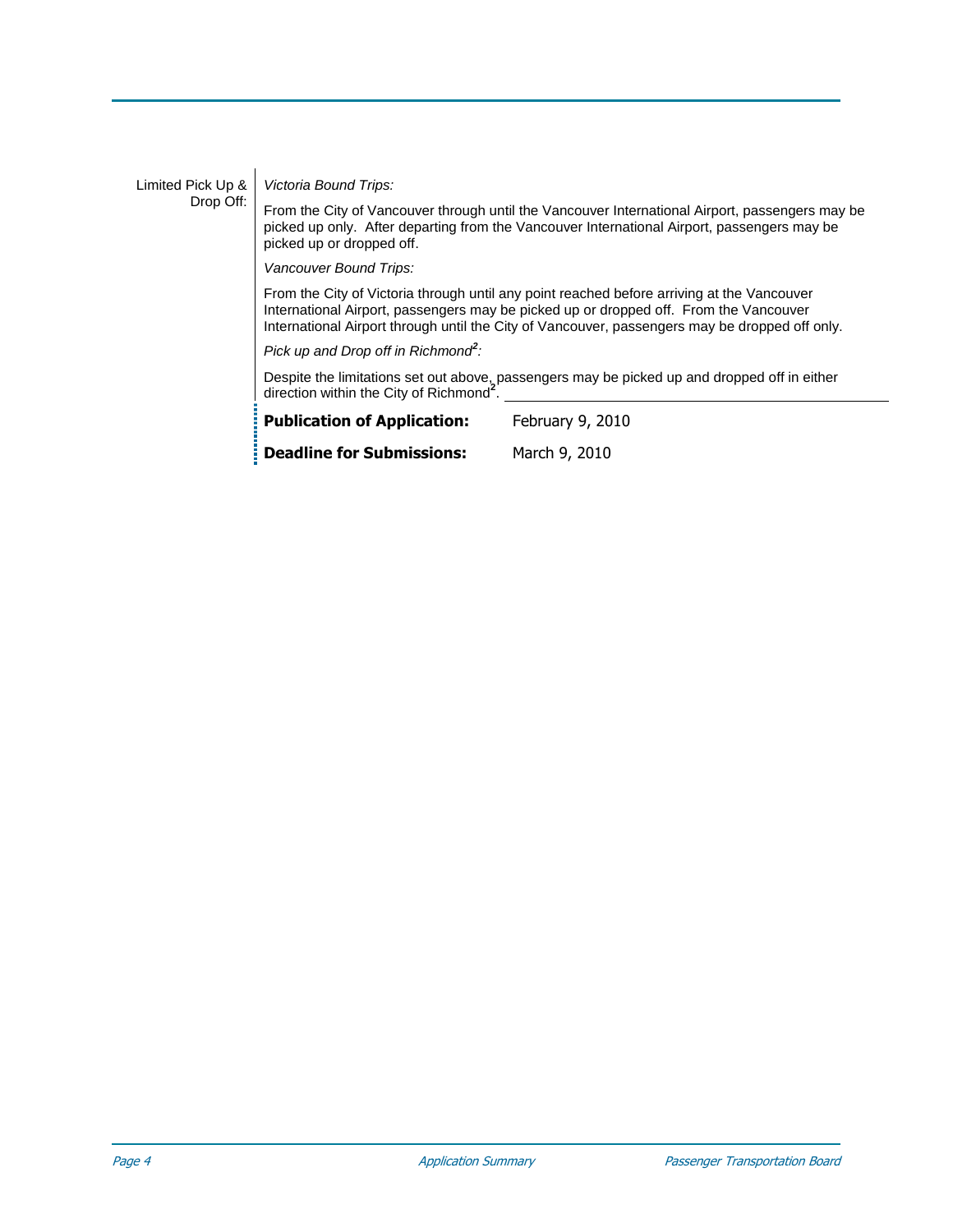**Limited Pick Up & Drop Off:**

*Victoria Bound Trips:*

From the City of Vancouver through until the Vancouver International Airport, passengers may be picked up only. After departing from the Vancouver International Airport, passengers may be picked up or dropped off.

*Vancouver Bound Trips:*

From the City of Victoria through until any point reached before arriving at the Vancouver International Airport, passengers may be picked up or dropped off. From the Vancouver International Airport through until the City of Vancouver, passengers may be dropped off only.

*Pick up and Drop off in Richmond[2]:*

Despite the limitations set out above, passengers may be picked up and dropped off in either direction within the City of Richmond[2].

**Publication of Application:** February 9, 2010

**Deadline for Submissions:** March 9, 2010